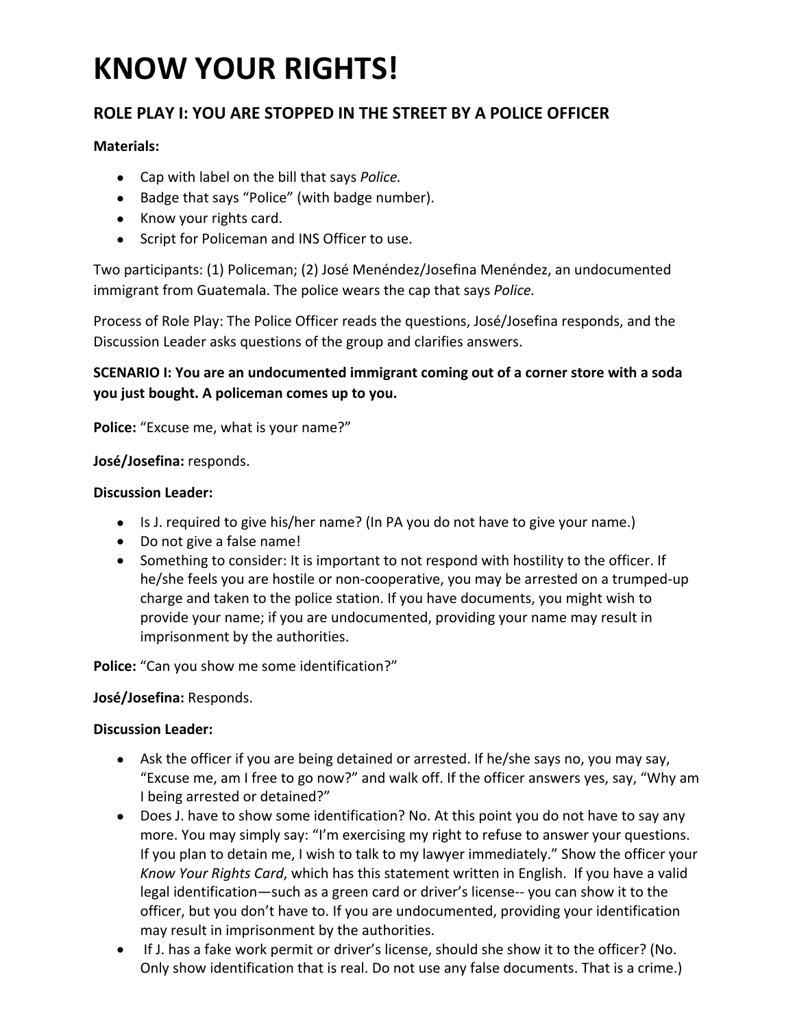# KNOW YOUR RIGHTS!

## ROLE PLAY I: YOU ARE STOPPED IN THE STREET BY A POLICE OFFICER

**Materials:**

- Cap with label on the bill that says *Police.*
- Badge that says "Police" (with badge number).
- Know your rights card.
- Script for Policeman and INS Officer to use.

Two participants: (1) Policeman; (2) José Menéndez/Josefina Menéndez, an undocumented immigrant from Guatemala. The police wears the cap that says *Police.*

Process of Role Play: The Police Officer reads the questions, José/Josefina responds, and the Discussion Leader asks questions of the group and clarifies answers.

**SCENARIO I: You are an undocumented immigrant coming out of a corner store with a soda you just bought. A policeman comes up to you.**

**Police:** "Excuse me, what is your name?"

**José/Josefina:** responds.

**Discussion Leader:**

- Is J. required to give his/her name? (In PA you do not have to give your name.)
- Do not give a false name!
- Something to consider: It is important to not respond with hostility to the officer. If he/she feels you are hostile or non-cooperative, you may be arrested on a trumped-up charge and taken to the police station. If you have documents, you might wish to provide your name; if you are undocumented, providing your name may result in imprisonment by the authorities.

**Police:** "Can you show me some identification?"

**José/Josefina:** Responds.

**Discussion Leader:**

- Ask the officer if you are being detained or arrested. If he/she says no, you may say, "Excuse me, am I free to go now?" and walk off. If the officer answers yes, say, "Why am I being arrested or detained?"
- Does J. have to show some identification? No. At this point you do not have to say any more. You may simply say: "I'm exercising my right to refuse to answer your questions. If you plan to detain me, I wish to talk to my lawyer immediately." Show the officer your *Know Your Rights Card*, which has this statement written in English. If you have a valid legal identification—such as a green card or driver's license-- you can show it to the officer, but you don't have to. If you are undocumented, providing your identification may result in imprisonment by the authorities.
- If J. has a fake work permit or driver's license, should she show it to the officer? (No. Only show identification that is real. Do not use any false documents. That is a crime.)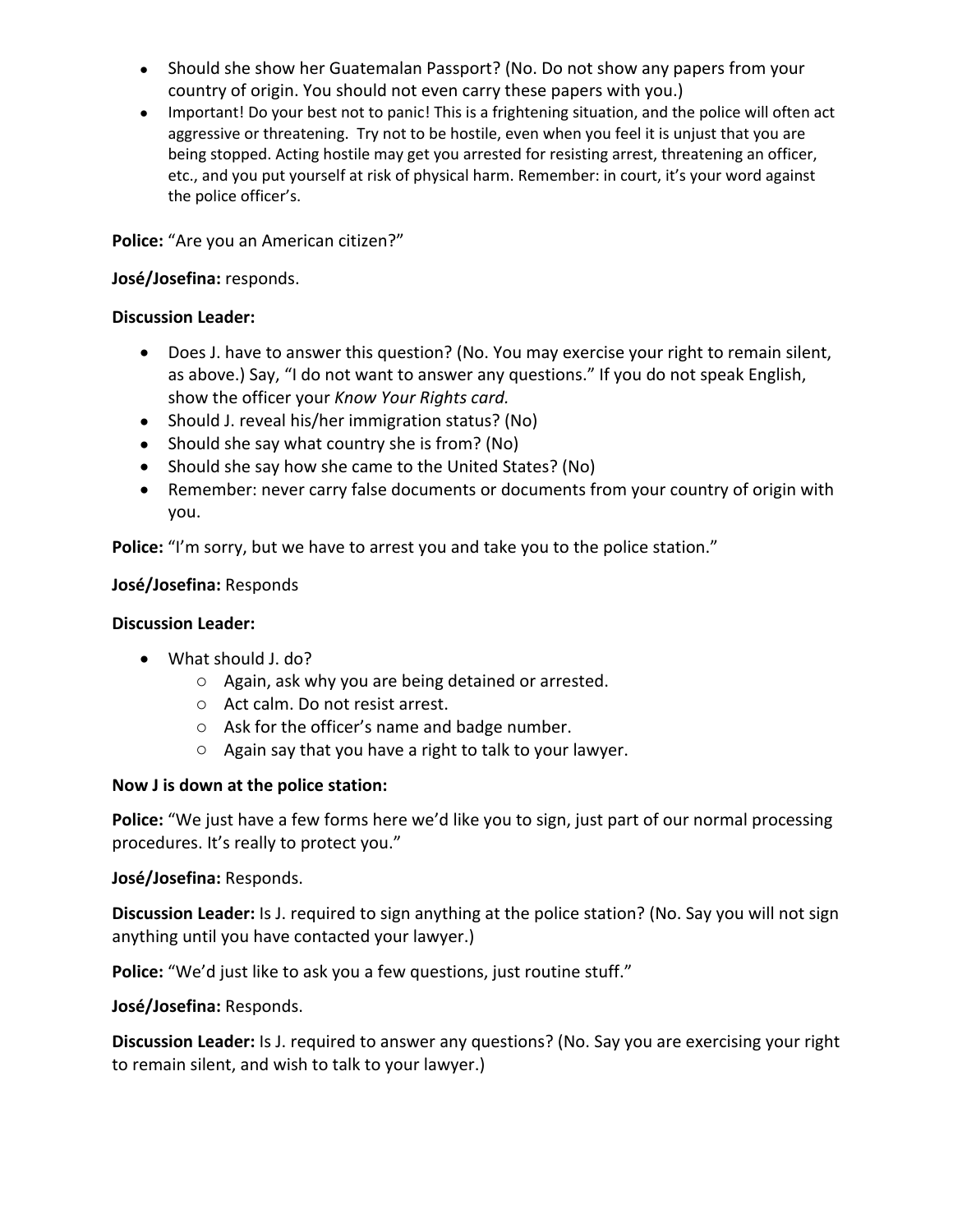- Should she show her Guatemalan Passport? (No. Do not show any papers from your country of origin. You should not even carry these papers with you.)
- Important! Do your best not to panic! This is a frightening situation, and the police will often act aggressive or threatening. Try not to be hostile, even when you feel it is unjust that you are being stopped. Acting hostile may get you arrested for resisting arrest, threatening an officer, etc., and you put yourself at risk of physical harm. Remember: in court, it's your word against the police officer's.

**Police:** "Are you an American citizen?"

**José/Josefina:** responds.

**Discussion Leader:**

- Does J. have to answer this question? (No. You may exercise your right to remain silent, as above.) Say, "I do not want to answer any questions." If you do not speak English, show the officer your *Know Your Rights card.*
- Should J. reveal his/her immigration status? (No)
- Should she say what country she is from? (No)
- Should she say how she came to the United States? (No)
- Remember: never carry false documents or documents from your country of origin with you.

**Police:** "I'm sorry, but we have to arrest you and take you to the police station."

**José/Josefina:** Responds

**Discussion Leader:**

- What should J. do?
  - Again, ask why you are being detained or arrested.
  - Act calm. Do not resist arrest.
  - Ask for the officer's name and badge number.
  - Again say that you have a right to talk to your lawyer.

**Now J is down at the police station:**

**Police:** "We just have a few forms here we'd like you to sign, just part of our normal processing procedures. It's really to protect you."

**José/Josefina:** Responds.

**Discussion Leader:** Is J. required to sign anything at the police station? (No. Say you will not sign anything until you have contacted your lawyer.)

**Police:** "We'd just like to ask you a few questions, just routine stuff."

**José/Josefina:** Responds.

**Discussion Leader:** Is J. required to answer any questions? (No. Say you are exercising your right to remain silent, and wish to talk to your lawyer.)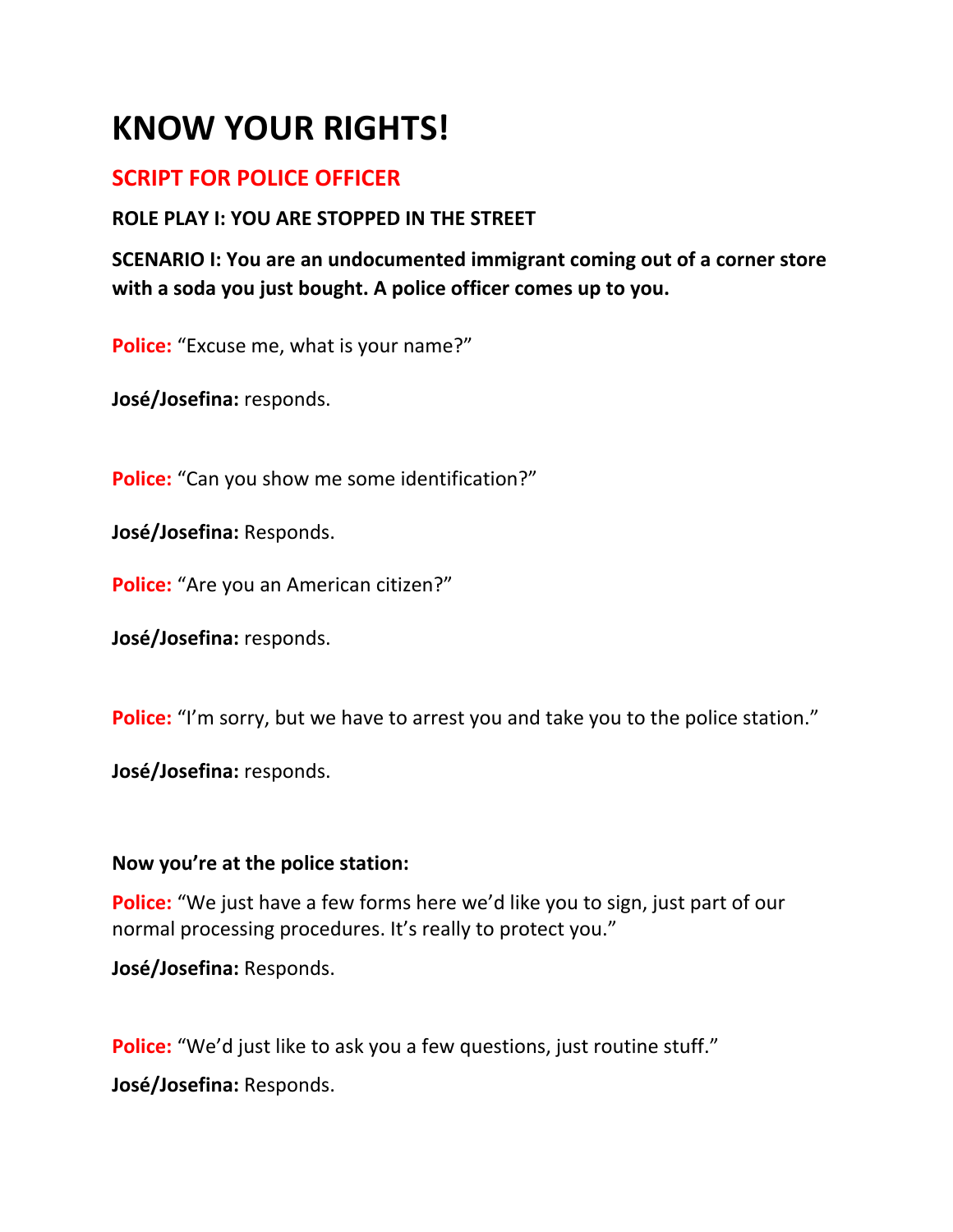# KNOW YOUR RIGHTS!

## SCRIPT FOR POLICE OFFICER

### ROLE PLAY I: YOU ARE STOPPED IN THE STREET

**SCENARIO I: You are an undocumented immigrant coming out of a corner store with a soda you just bought. A police officer comes up to you.**

**Police:** "Excuse me, what is your name?"

**José/Josefina:** responds.

**Police:** "Can you show me some identification?"

**José/Josefina:** Responds.

**Police:** "Are you an American citizen?"

**José/Josefina:** responds.

**Police:** "I'm sorry, but we have to arrest you and take you to the police station."

**José/Josefina:** responds.

**Now you're at the police station:**

**Police:** "We just have a few forms here we'd like you to sign, just part of our normal processing procedures. It's really to protect you."

**José/Josefina:** Responds.

**Police:** "We'd just like to ask you a few questions, just routine stuff."

**José/Josefina:** Responds.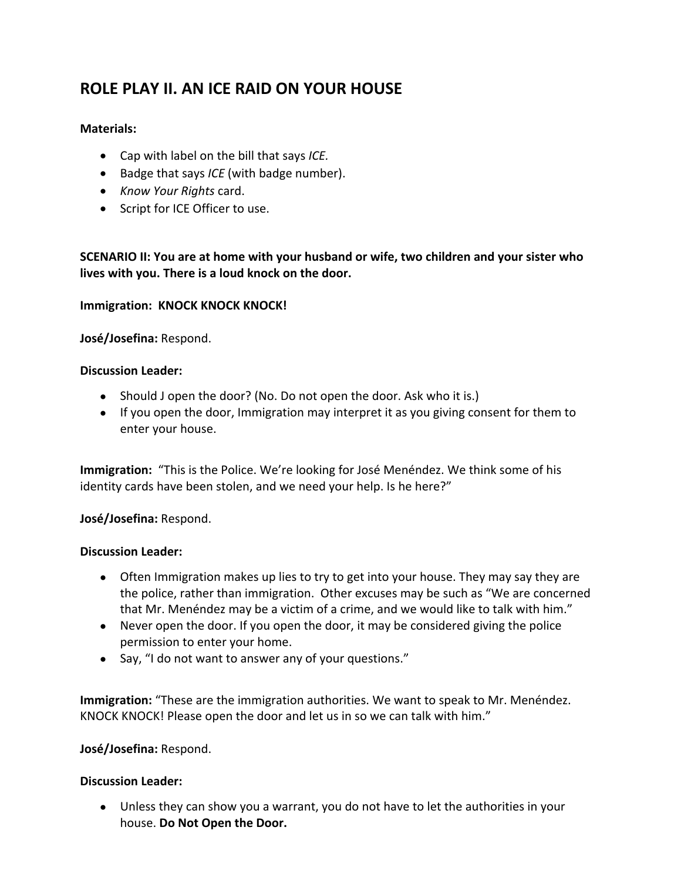## ROLE PLAY II. AN ICE RAID ON YOUR HOUSE

**Materials:**

- Cap with label on the bill that says *ICE.*
- Badge that says *ICE* (with badge number).
- *Know Your Rights* card.
- Script for ICE Officer to use.

**SCENARIO II: You are at home with your husband or wife, two children and your sister who lives with you. There is a loud knock on the door.**

**Immigration: KNOCK KNOCK KNOCK!**

**José/Josefina:** Respond.

**Discussion Leader:**

- Should J open the door? (No. Do not open the door. Ask who it is.)
- If you open the door, Immigration may interpret it as you giving consent for them to enter your house.

**Immigration:** "This is the Police. We're looking for José Menéndez. We think some of his identity cards have been stolen, and we need your help. Is he here?"

**José/Josefina:** Respond.

**Discussion Leader:**

- Often Immigration makes up lies to try to get into your house. They may say they are the police, rather than immigration. Other excuses may be such as "We are concerned that Mr. Menéndez may be a victim of a crime, and we would like to talk with him."
- Never open the door. If you open the door, it may be considered giving the police permission to enter your home.
- Say, "I do not want to answer any of your questions."

**Immigration:** "These are the immigration authorities. We want to speak to Mr. Menéndez. KNOCK KNOCK! Please open the door and let us in so we can talk with him."

**José/Josefina:** Respond.

**Discussion Leader:**

- Unless they can show you a warrant, you do not have to let the authorities in your house. **Do Not Open the Door.**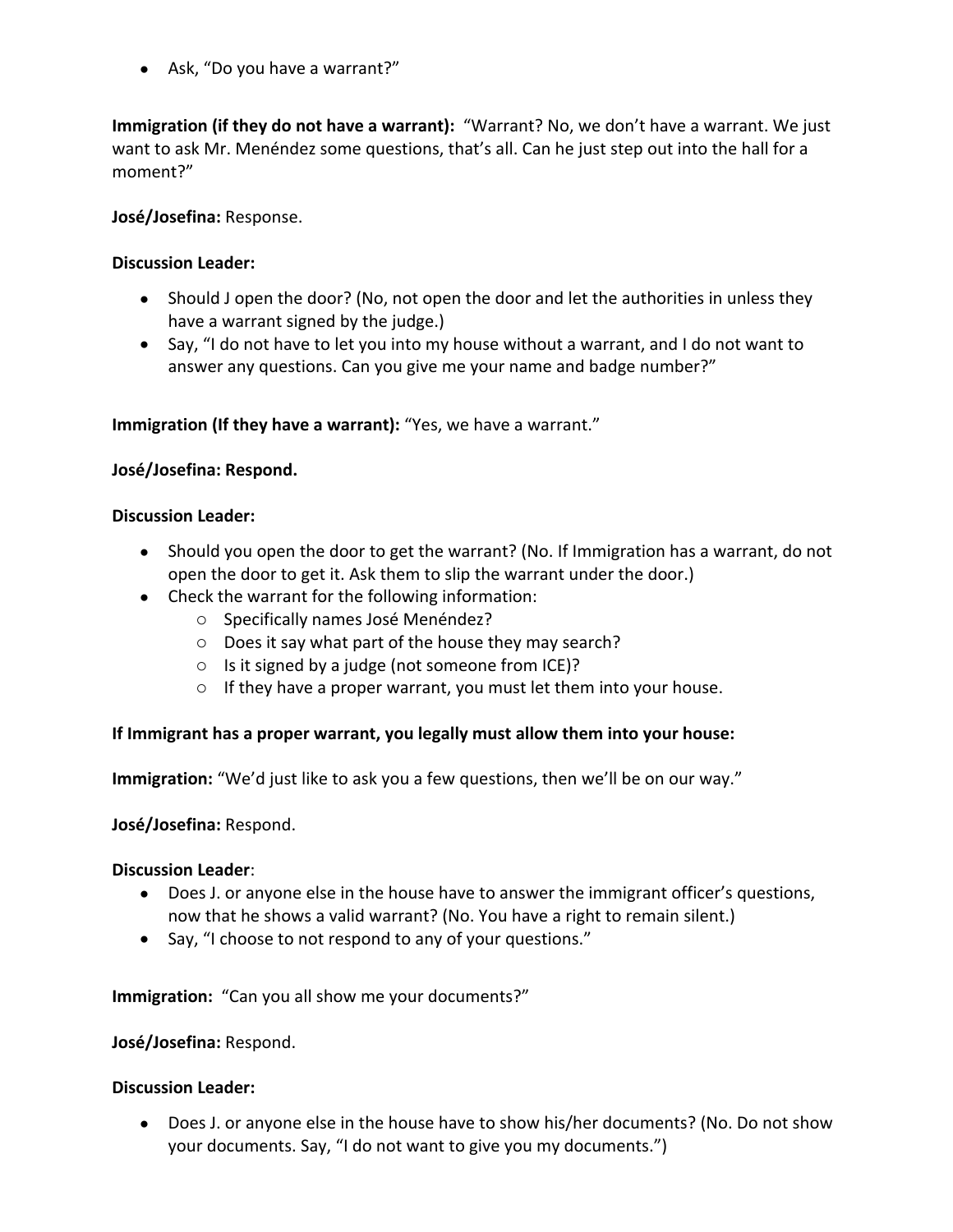- Ask, "Do you have a warrant?"

**Immigration (if they do not have a warrant):** "Warrant? No, we don't have a warrant. We just want to ask Mr. Menéndez some questions, that's all. Can he just step out into the hall for a moment?"

**José/Josefina:** Response.

**Discussion Leader:**

- Should J open the door? (No, not open the door and let the authorities in unless they have a warrant signed by the judge.)
- Say, "I do not have to let you into my house without a warrant, and I do not want to answer any questions. Can you give me your name and badge number?"

**Immigration (If they have a warrant):** "Yes, we have a warrant."

**José/Josefina: Respond.**

**Discussion Leader:**

- Should you open the door to get the warrant? (No. If Immigration has a warrant, do not open the door to get it. Ask them to slip the warrant under the door.)
- Check the warrant for the following information:
  - Specifically names José Menéndez?
  - Does it say what part of the house they may search?
  - Is it signed by a judge (not someone from ICE)?
  - If they have a proper warrant, you must let them into your house.

**If Immigrant has a proper warrant, you legally must allow them into your house:**

**Immigration:** "We'd just like to ask you a few questions, then we'll be on our way."

**José/Josefina:** Respond.

**Discussion Leader**:

- Does J. or anyone else in the house have to answer the immigrant officer's questions, now that he shows a valid warrant? (No. You have a right to remain silent.)
- Say, "I choose to not respond to any of your questions."

**Immigration:** "Can you all show me your documents?"

**José/Josefina:** Respond.

**Discussion Leader:**

- Does J. or anyone else in the house have to show his/her documents? (No. Do not show your documents. Say, "I do not want to give you my documents.")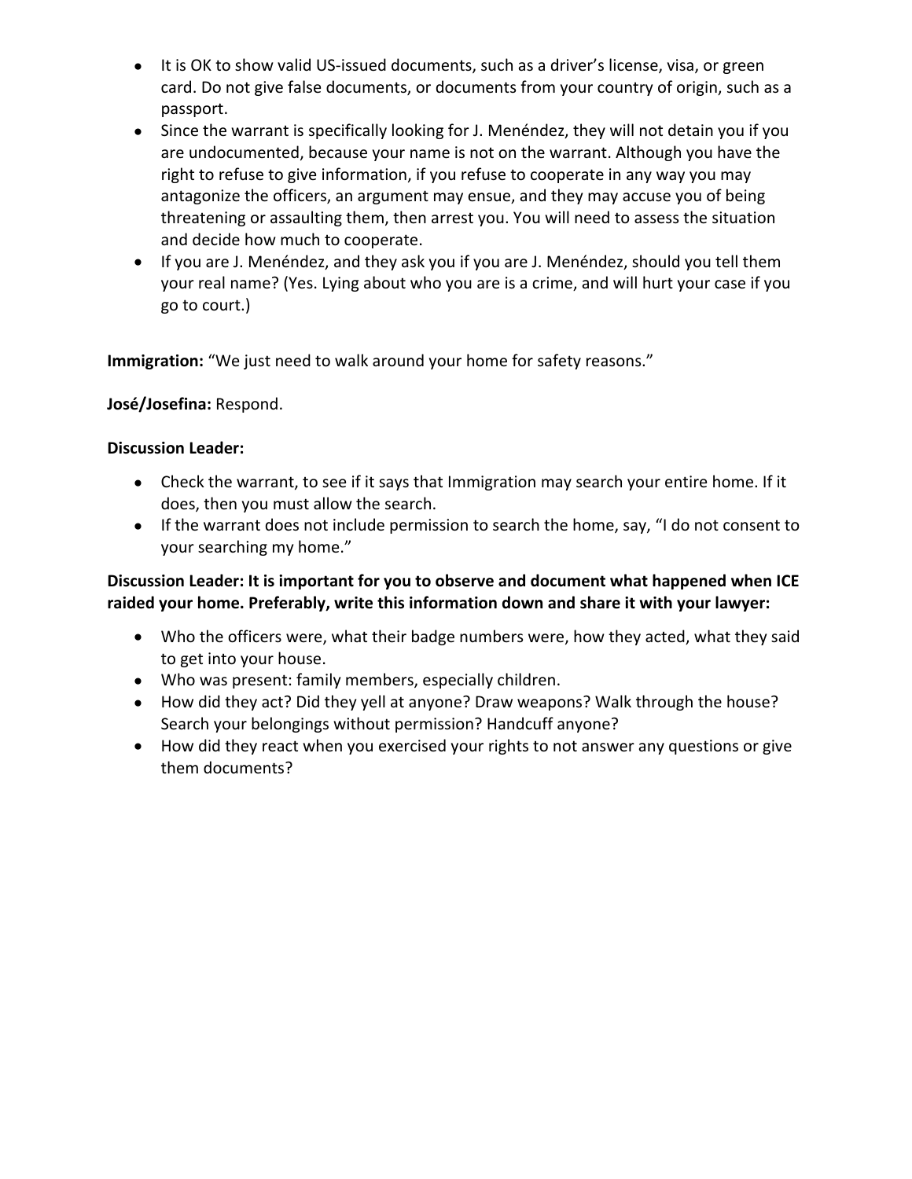- It is OK to show valid US-issued documents, such as a driver's license, visa, or green card. Do not give false documents, or documents from your country of origin, such as a passport.
- Since the warrant is specifically looking for J. Menéndez, they will not detain you if you are undocumented, because your name is not on the warrant. Although you have the right to refuse to give information, if you refuse to cooperate in any way you may antagonize the officers, an argument may ensue, and they may accuse you of being threatening or assaulting them, then arrest you. You will need to assess the situation and decide how much to cooperate.
- If you are J. Menéndez, and they ask you if you are J. Menéndez, should you tell them your real name? (Yes. Lying about who you are is a crime, and will hurt your case if you go to court.)

**Immigration:** "We just need to walk around your home for safety reasons."

**José/Josefina:** Respond.

**Discussion Leader:**

- Check the warrant, to see if it says that Immigration may search your entire home. If it does, then you must allow the search.
- If the warrant does not include permission to search the home, say, "I do not consent to your searching my home."

**Discussion Leader: It is important for you to observe and document what happened when ICE raided your home. Preferably, write this information down and share it with your lawyer:**

- Who the officers were, what their badge numbers were, how they acted, what they said to get into your house.
- Who was present: family members, especially children.
- How did they act? Did they yell at anyone? Draw weapons? Walk through the house? Search your belongings without permission? Handcuff anyone?
- How did they react when you exercised your rights to not answer any questions or give them documents?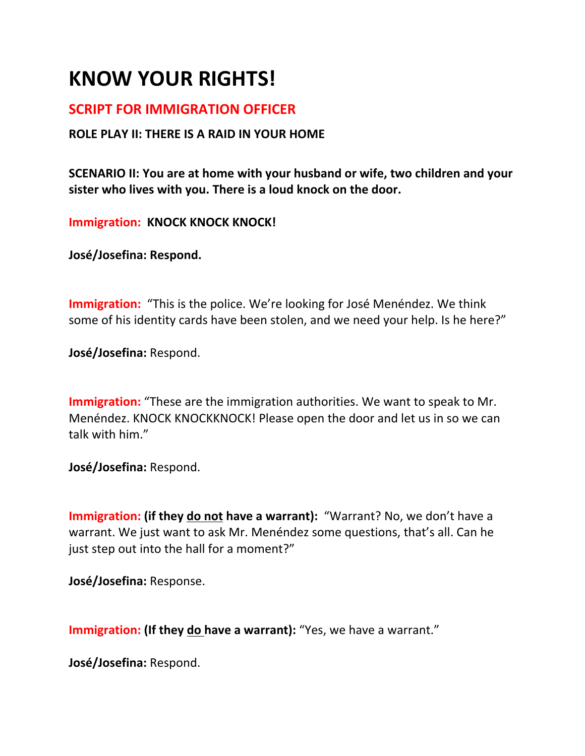# KNOW YOUR RIGHTS!

## SCRIPT FOR IMMIGRATION OFFICER

**ROLE PLAY II: THERE IS A RAID IN YOUR HOME**

**SCENARIO II: You are at home with your husband or wife, two children and your sister who lives with you. There is a loud knock on the door.**

**Immigration: KNOCK KNOCK KNOCK!**

**José/Josefina: Respond.**

**Immigration:** "This is the police. We're looking for José Menéndez. We think some of his identity cards have been stolen, and we need your help. Is he here?"

**José/Josefina:** Respond.

**Immigration:** "These are the immigration authorities. We want to speak to Mr. Menéndez. KNOCK KNOCKKNOCK! Please open the door and let us in so we can talk with him."

**José/Josefina:** Respond.

**Immigration: (if they <u>do not</u> have a warrant):** "Warrant? No, we don't have a warrant. We just want to ask Mr. Menéndez some questions, that's all. Can he just step out into the hall for a moment?"

**José/Josefina:** Response.

**Immigration: (If they <u>do</u> have a warrant):** "Yes, we have a warrant."

**José/Josefina:** Respond.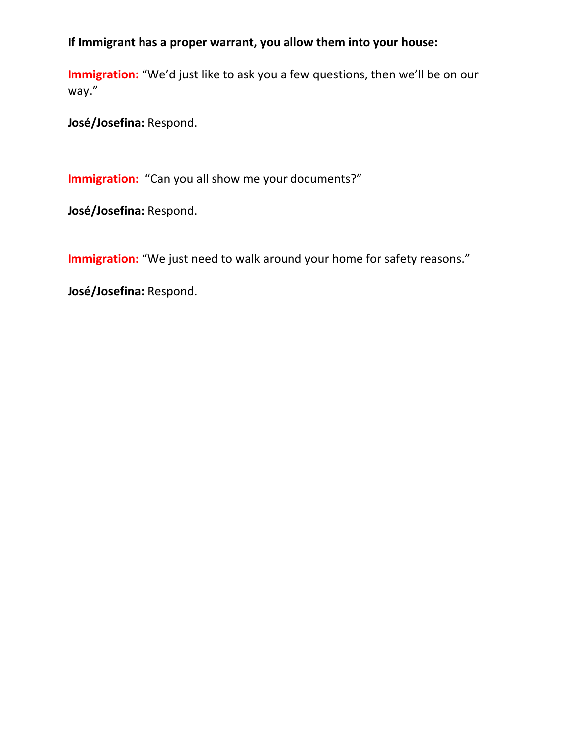**If Immigrant has a proper warrant, you allow them into your house:**

**Immigration:** "We'd just like to ask you a few questions, then we'll be on our way."

**José/Josefina:** Respond.

**Immigration:** "Can you all show me your documents?"

**José/Josefina:** Respond.

**Immigration:** "We just need to walk around your home for safety reasons."

**José/Josefina:** Respond.